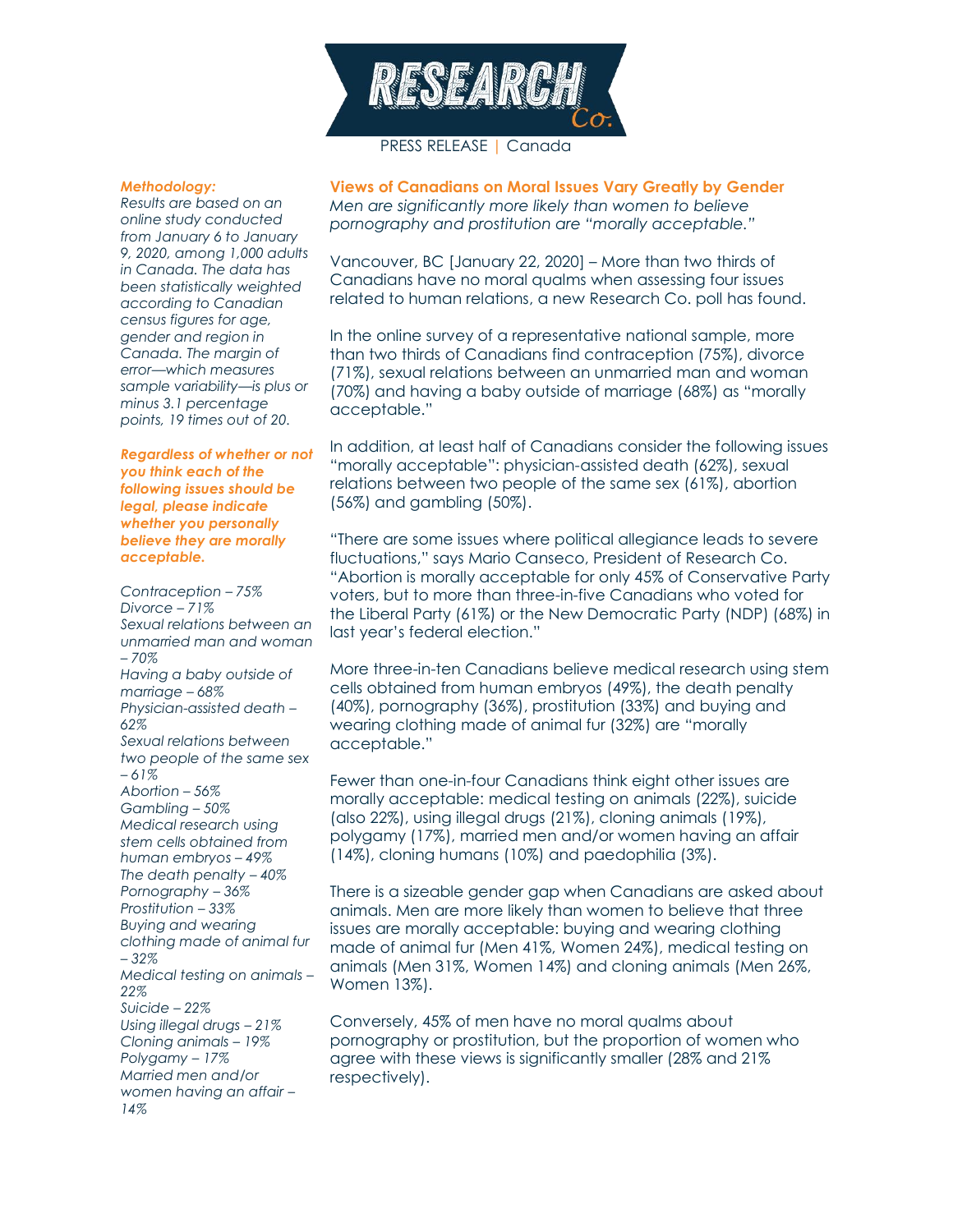PRESS RELEASE | Canada

## Views of Canadians on Moral Issues Vary Greatly by Gender

*Men are significantly more likely than women to believe pornography and prostitution are "morally acceptable."*

Vancouver, BC [January 22, 2020] – More than two thirds of Canadians have no moral qualms when assessing four issues related to human relations, a new Research Co. poll has found.

In the online survey of a representative national sample, more than two thirds of Canadians find contraception (75%), divorce (71%), sexual relations between an unmarried man and woman (70%) and having a baby outside of marriage (68%) as "morally acceptable."

In addition, at least half of Canadians consider the following issues "morally acceptable": physician-assisted death (62%), sexual relations between two people of the same sex (61%), abortion (56%) and gambling (50%).

"There are some issues where political allegiance leads to severe fluctuations," says Mario Canseco, President of Research Co. "Abortion is morally acceptable for only 45% of Conservative Party voters, but to more than three-in-five Canadians who voted for the Liberal Party (61%) or the New Democratic Party (NDP) (68%) in last year's federal election."

More three-in-ten Canadians believe medical research using stem cells obtained from human embryos (49%), the death penalty (40%), pornography (36%), prostitution (33%) and buying and wearing clothing made of animal fur (32%) are "morally acceptable."

Fewer than one-in-four Canadians think eight other issues are morally acceptable: medical testing on animals (22%), suicide (also 22%), using illegal drugs (21%), cloning animals (19%), polygamy (17%), married men and/or women having an affair (14%), cloning humans (10%) and paedophilia (3%).

There is a sizeable gender gap when Canadians are asked about animals. Men are more likely than women to believe that three issues are morally acceptable: buying and wearing clothing made of animal fur (Men 41%, Women 24%), medical testing on animals (Men 31%, Women 14%) and cloning animals (Men 26%, Women 13%).

Conversely, 45% of men have no moral qualms about pornography or prostitution, but the proportion of women who agree with these views is significantly smaller (28% and 21% respectively).

***Methodology:***

*Results are based on an online study conducted from January 6 to January 9, 2020, among 1,000 adults in Canada. The data has been statistically weighted according to Canadian census figures for age, gender and region in Canada. The margin of error—which measures sample variability—is plus or minus 3.1 percentage points, 19 times out of 20.*

***Regardless of whether or not you think each of the following issues should be legal, please indicate whether you personally believe they are morally acceptable.***

*Contraception – 75%*
*Divorce – 71%*
*Sexual relations between an unmarried man and woman – 70%*
*Having a baby outside of marriage – 68%*
*Physician-assisted death – 62%*
*Sexual relations between two people of the same sex – 61%*
*Abortion – 56%*
*Gambling – 50%*
*Medical research using stem cells obtained from human embryos – 49%*
*The death penalty – 40%*
*Pornography – 36%*
*Prostitution – 33%*
*Buying and wearing clothing made of animal fur – 32%*
*Medical testing on animals – 22%*
*Suicide – 22%*
*Using illegal drugs – 21%*
*Cloning animals – 19%*
*Polygamy – 17%*
*Married men and/or women having an affair – 14%*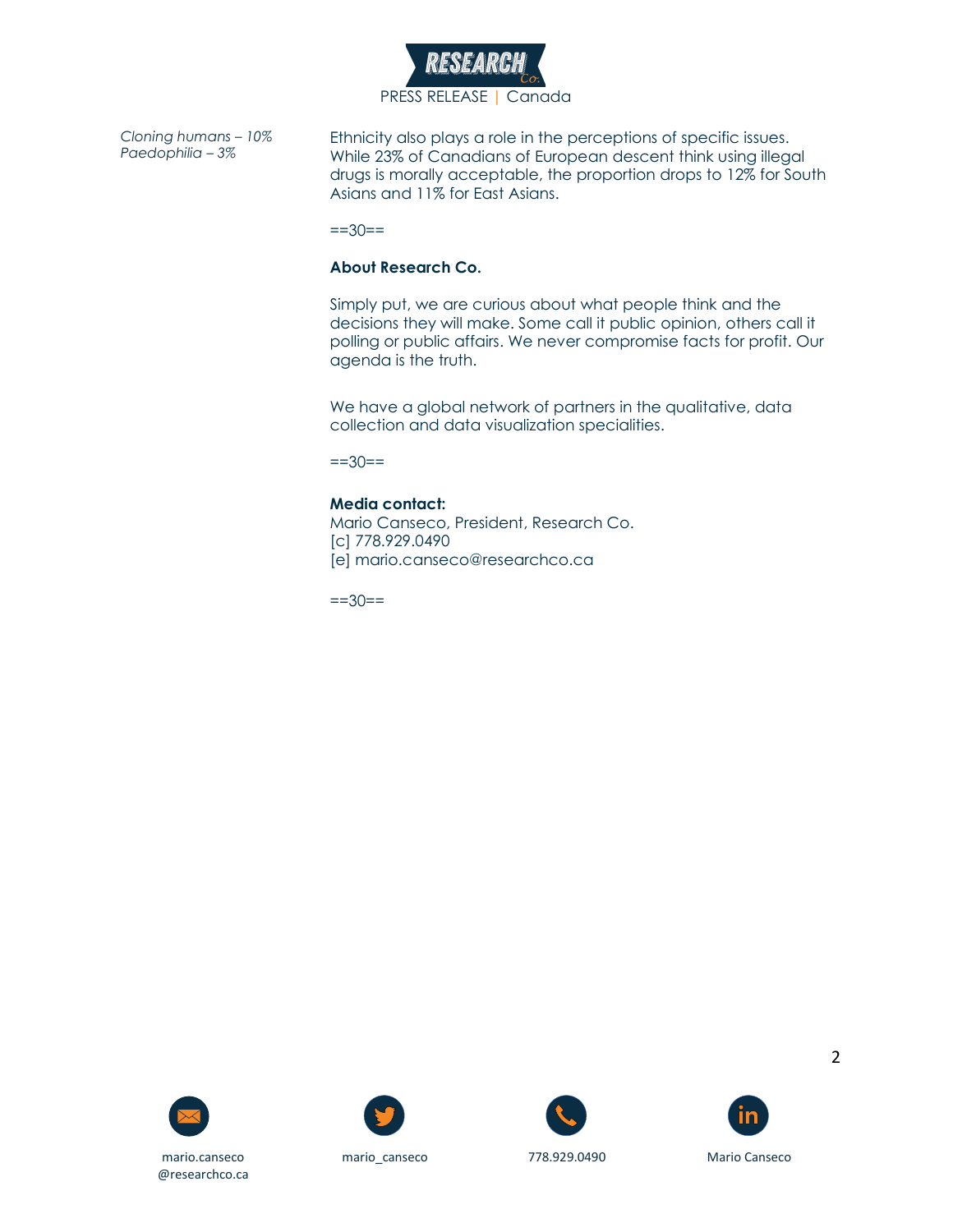*Cloning humans – 10%*
*Paedophilia – 3%*

Ethnicity also plays a role in the perceptions of specific issues. While 23% of Canadians of European descent think using illegal drugs is morally acceptable, the proportion drops to 12% for South Asians and 11% for East Asians.

==30==

**About Research Co.**

Simply put, we are curious about what people think and the decisions they will make. Some call it public opinion, others call it polling or public affairs. We never compromise facts for profit. Our agenda is the truth.

We have a global network of partners in the qualitative, data collection and data visualization specialities.

==30==

**Media contact:**
Mario Canseco, President, Research Co.
[c] 778.929.0490
[e] mario.canseco@researchco.ca

==30==

mario.canseco@researchco.ca mario_canseco 778.929.0490 Mario Canseco